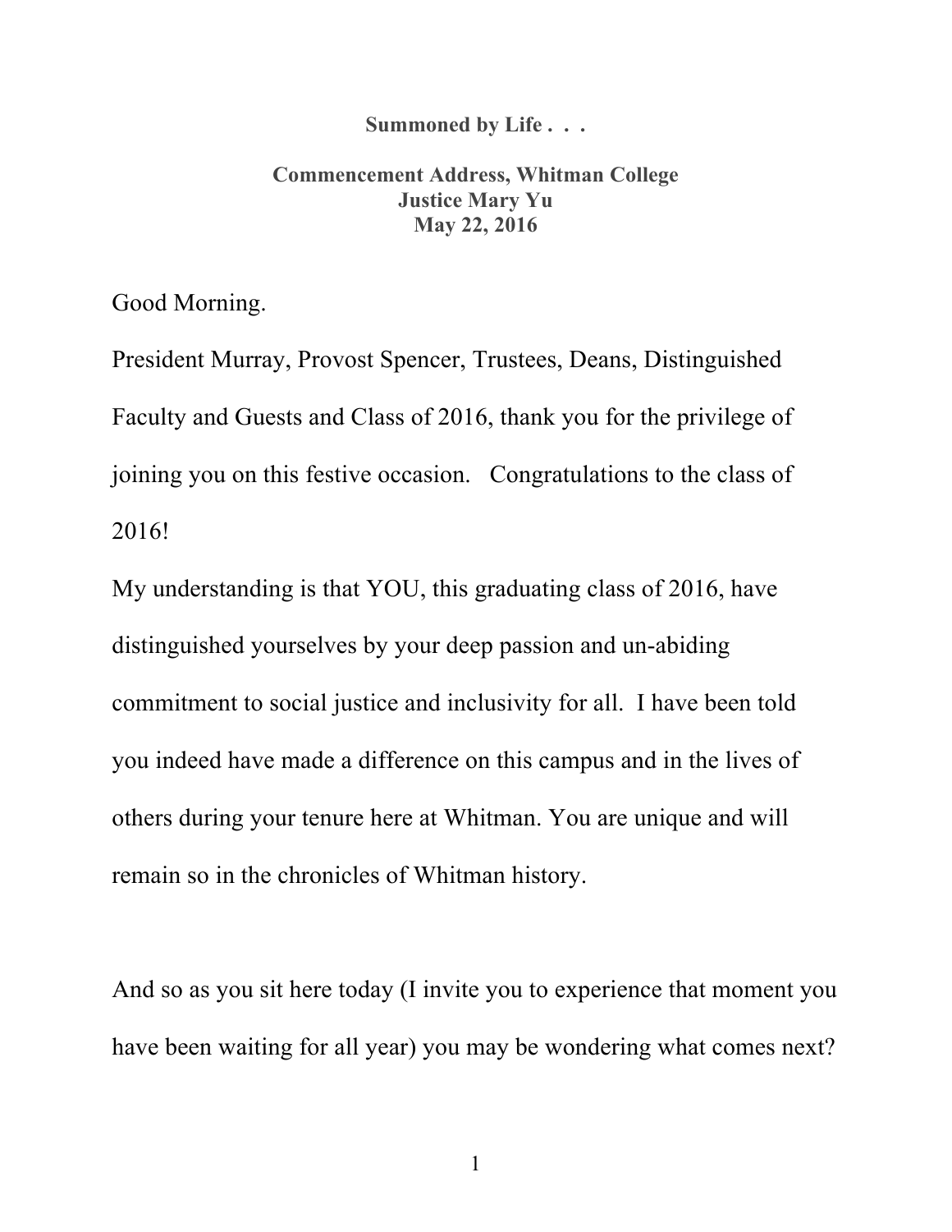**Summoned by Life . . .**

**Commencement Address, Whitman College**
**Justice Mary Yu**
**May 22, 2016**

Good Morning.

President Murray, Provost Spencer, Trustees, Deans, Distinguished Faculty and Guests and Class of 2016, thank you for the privilege of joining you on this festive occasion. Congratulations to the class of 2016!

My understanding is that YOU, this graduating class of 2016, have distinguished yourselves by your deep passion and un-abiding commitment to social justice and inclusivity for all. I have been told you indeed have made a difference on this campus and in the lives of others during your tenure here at Whitman. You are unique and will remain so in the chronicles of Whitman history.

And so as you sit here today (I invite you to experience that moment you have been waiting for all year) you may be wondering what comes next?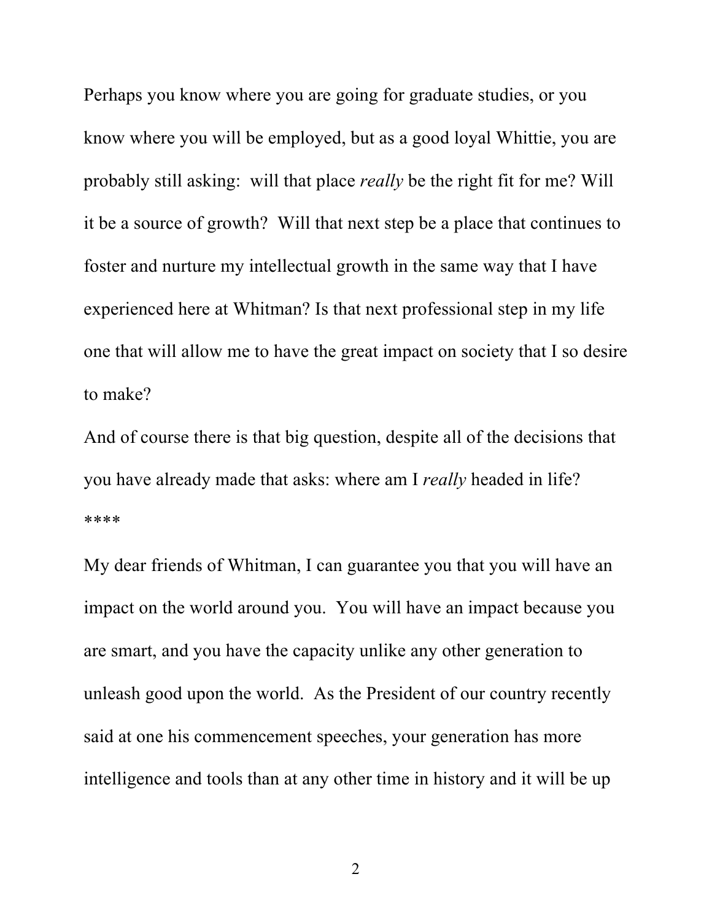Perhaps you know where you are going for graduate studies, or you know where you will be employed, but as a good loyal Whittie, you are probably still asking: will that place *really* be the right fit for me? Will it be a source of growth? Will that next step be a place that continues to foster and nurture my intellectual growth in the same way that I have experienced here at Whitman? Is that next professional step in my life one that will allow me to have the great impact on society that I so desire to make?

And of course there is that big question, despite all of the decisions that you have already made that asks: where am I *really* headed in life?

****

My dear friends of Whitman, I can guarantee you that you will have an impact on the world around you. You will have an impact because you are smart, and you have the capacity unlike any other generation to unleash good upon the world. As the President of our country recently said at one his commencement speeches, your generation has more intelligence and tools than at any other time in history and it will be up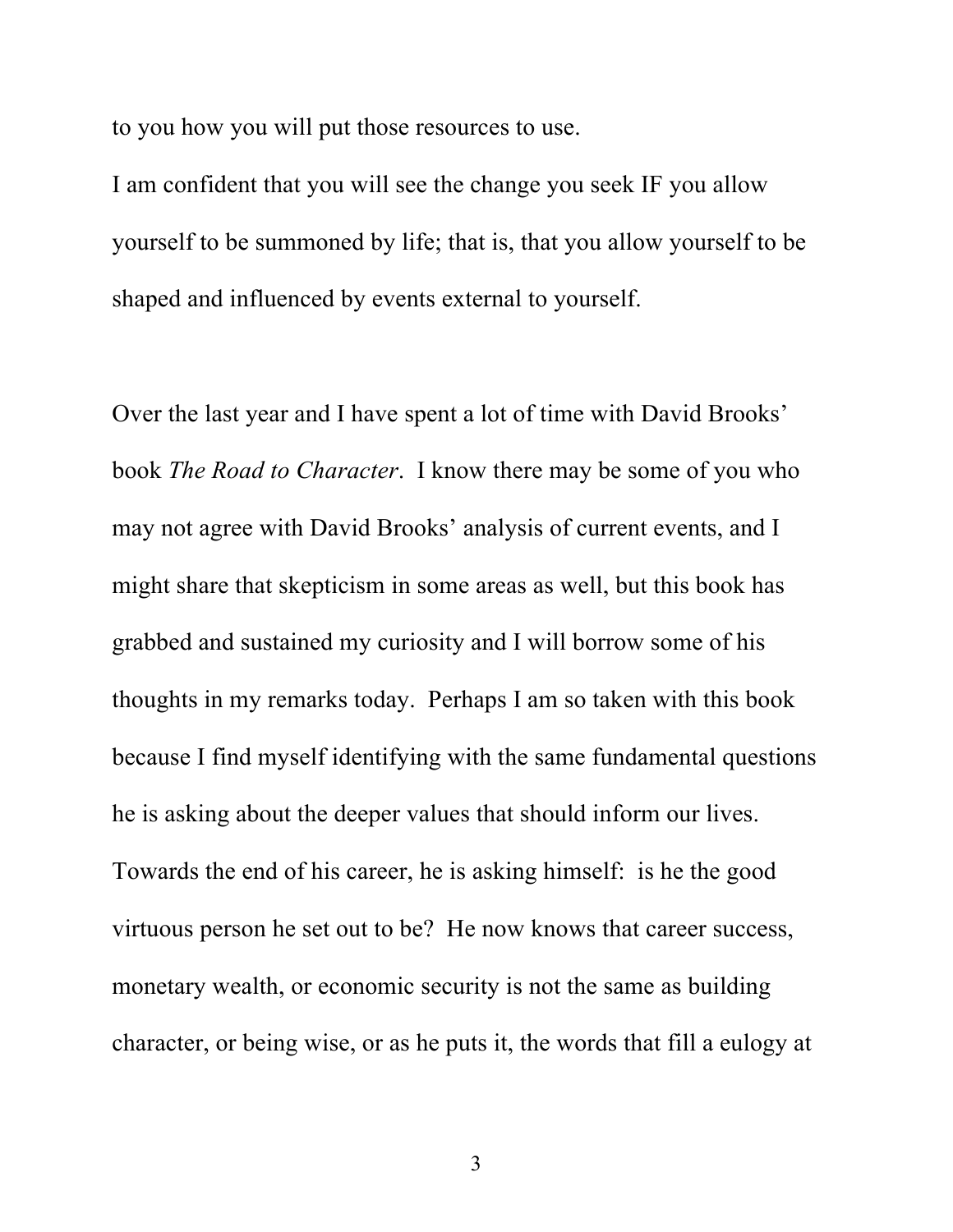to you how you will put those resources to use.

I am confident that you will see the change you seek IF you allow yourself to be summoned by life; that is, that you allow yourself to be shaped and influenced by events external to yourself.

Over the last year and I have spent a lot of time with David Brooks' book *The Road to Character*. I know there may be some of you who may not agree with David Brooks' analysis of current events, and I might share that skepticism in some areas as well, but this book has grabbed and sustained my curiosity and I will borrow some of his thoughts in my remarks today. Perhaps I am so taken with this book because I find myself identifying with the same fundamental questions he is asking about the deeper values that should inform our lives. Towards the end of his career, he is asking himself: is he the good virtuous person he set out to be? He now knows that career success, monetary wealth, or economic security is not the same as building character, or being wise, or as he puts it, the words that fill a eulogy at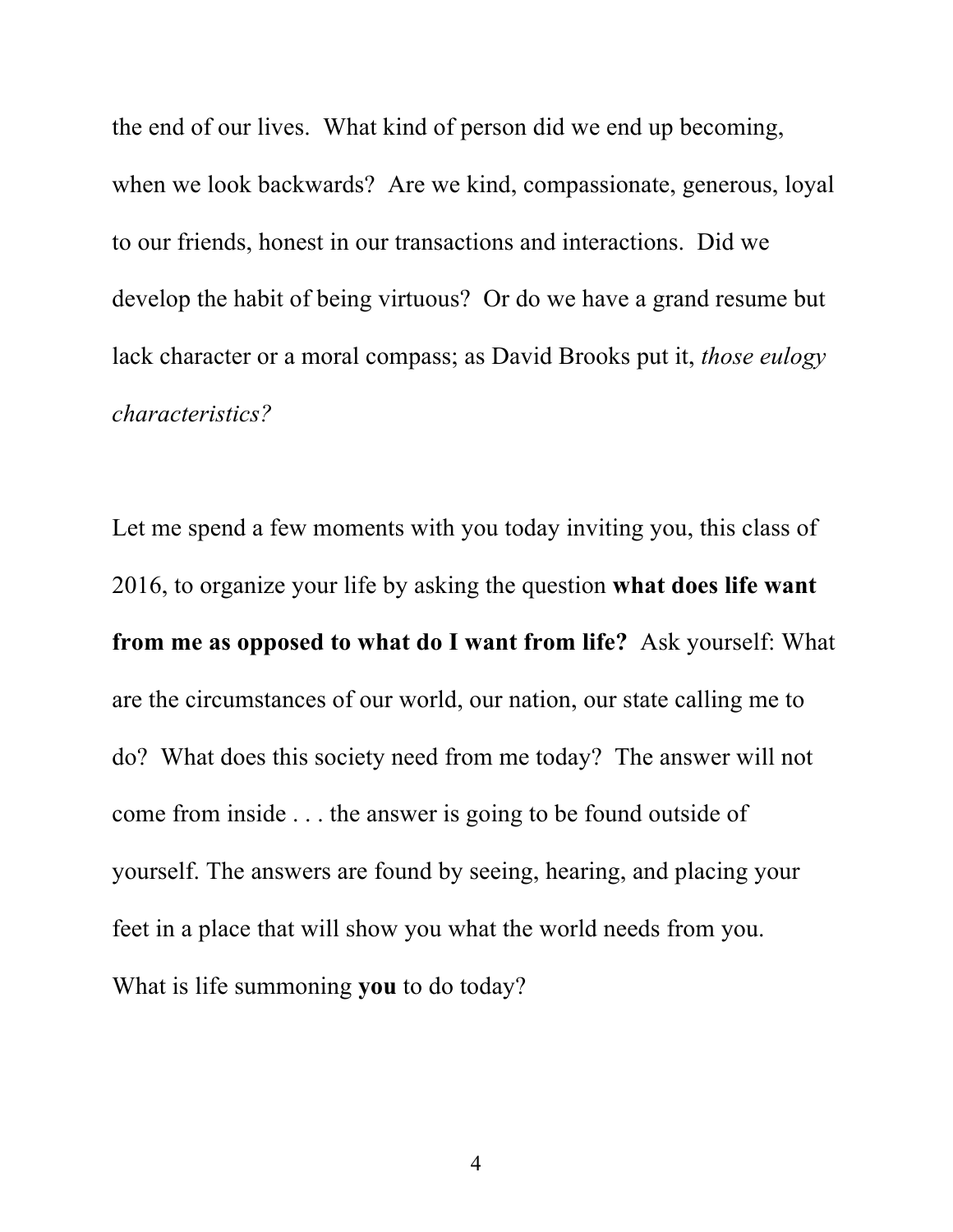the end of our lives. What kind of person did we end up becoming, when we look backwards? Are we kind, compassionate, generous, loyal to our friends, honest in our transactions and interactions. Did we develop the habit of being virtuous? Or do we have a grand resume but lack character or a moral compass; as David Brooks put it, *those eulogy characteristics?*

Let me spend a few moments with you today inviting you, this class of 2016, to organize your life by asking the question **what does life want from me as opposed to what do I want from life?** Ask yourself: What are the circumstances of our world, our nation, our state calling me to do? What does this society need from me today? The answer will not come from inside . . . the answer is going to be found outside of yourself. The answers are found by seeing, hearing, and placing your feet in a place that will show you what the world needs from you. What is life summoning **you** to do today?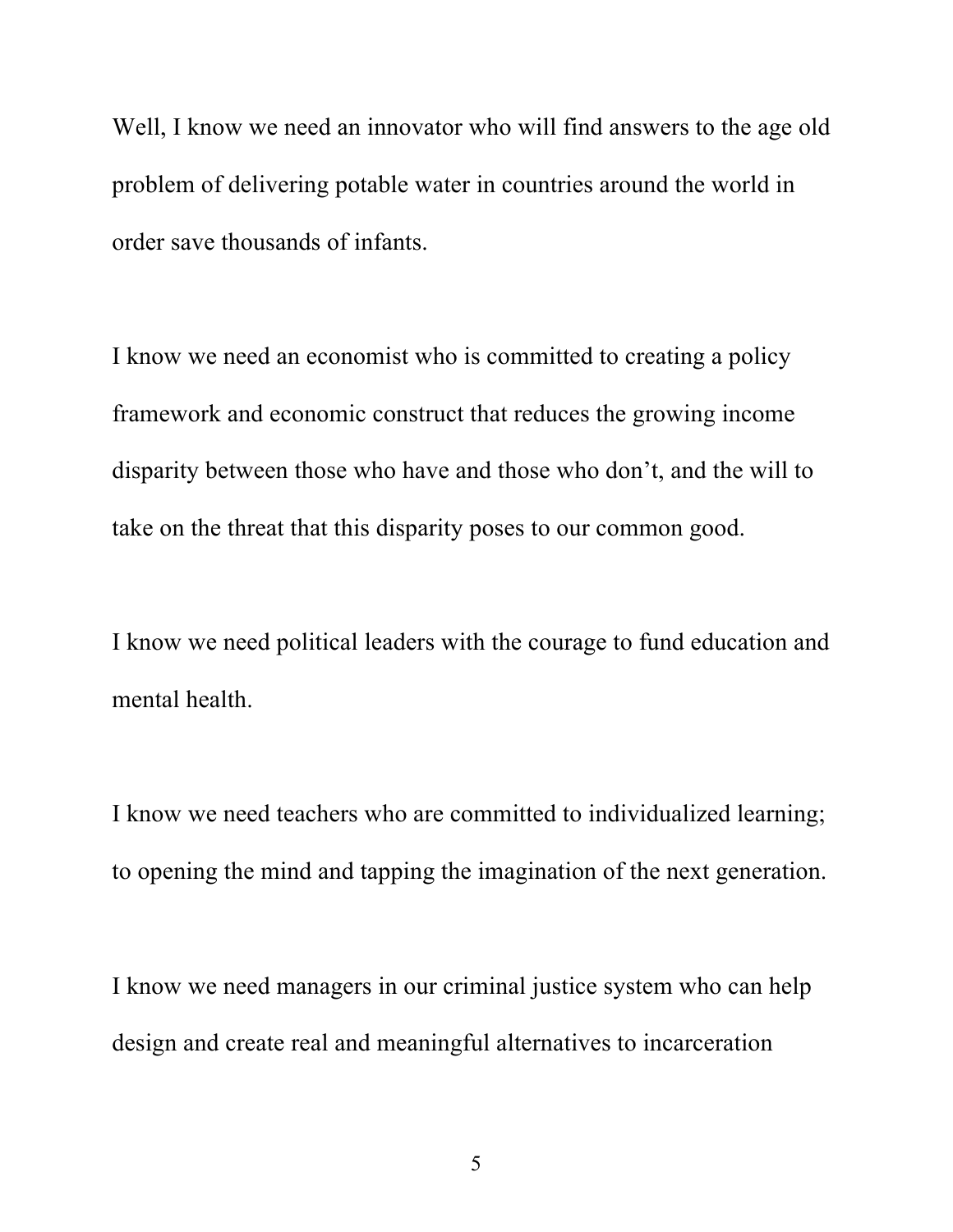Well, I know we need an innovator who will find answers to the age old problem of delivering potable water in countries around the world in order save thousands of infants.

I know we need an economist who is committed to creating a policy framework and economic construct that reduces the growing income disparity between those who have and those who don't, and the will to take on the threat that this disparity poses to our common good.

I know we need political leaders with the courage to fund education and mental health.

I know we need teachers who are committed to individualized learning; to opening the mind and tapping the imagination of the next generation.

I know we need managers in our criminal justice system who can help design and create real and meaningful alternatives to incarceration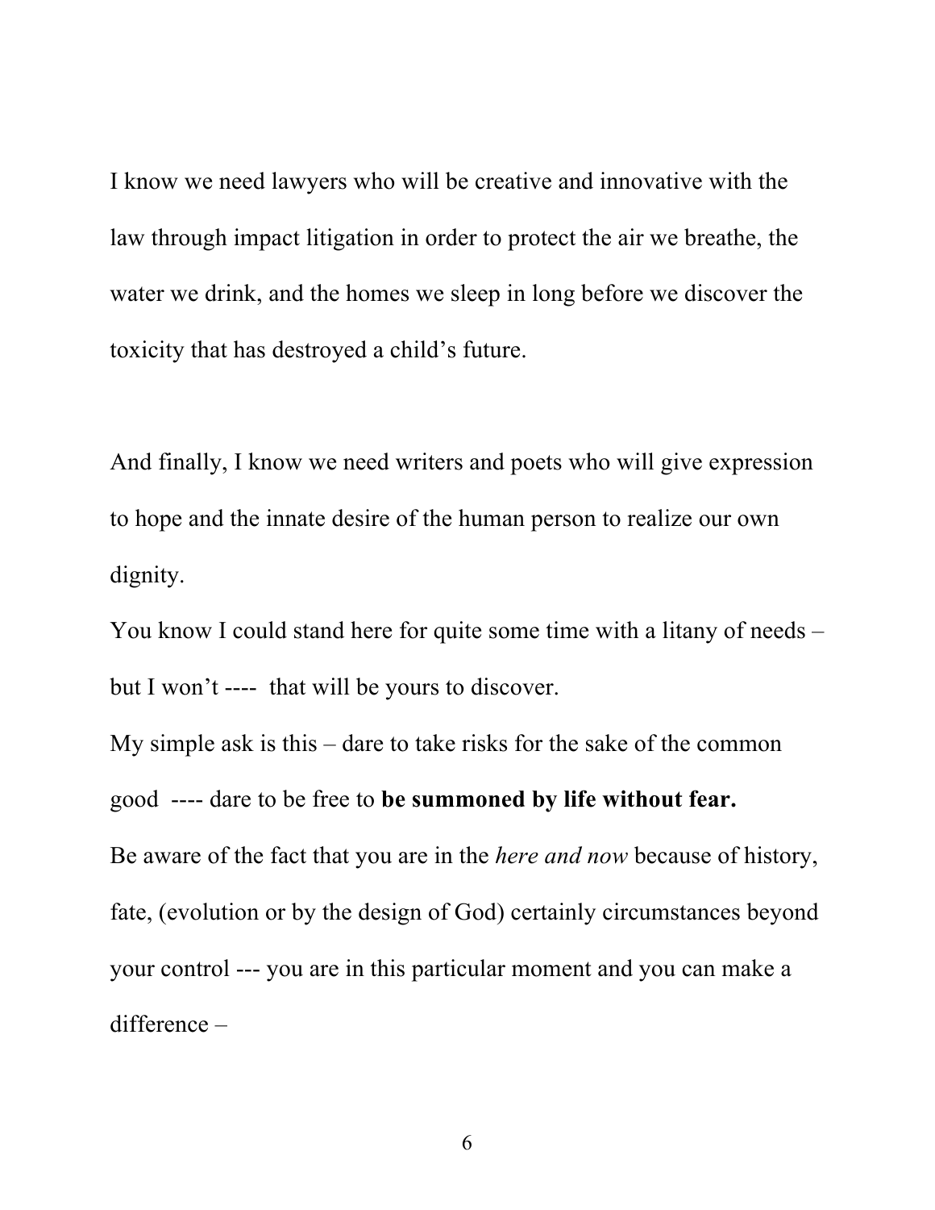I know we need lawyers who will be creative and innovative with the law through impact litigation in order to protect the air we breathe, the water we drink, and the homes we sleep in long before we discover the toxicity that has destroyed a child's future.

And finally, I know we need writers and poets who will give expression to hope and the innate desire of the human person to realize our own dignity.

You know I could stand here for quite some time with a litany of needs – but I won't ---- that will be yours to discover.

My simple ask is this – dare to take risks for the sake of the common good ---- dare to be free to **be summoned by life without fear.**

Be aware of the fact that you are in the *here and now* because of history, fate, (evolution or by the design of God) certainly circumstances beyond your control --- you are in this particular moment and you can make a difference –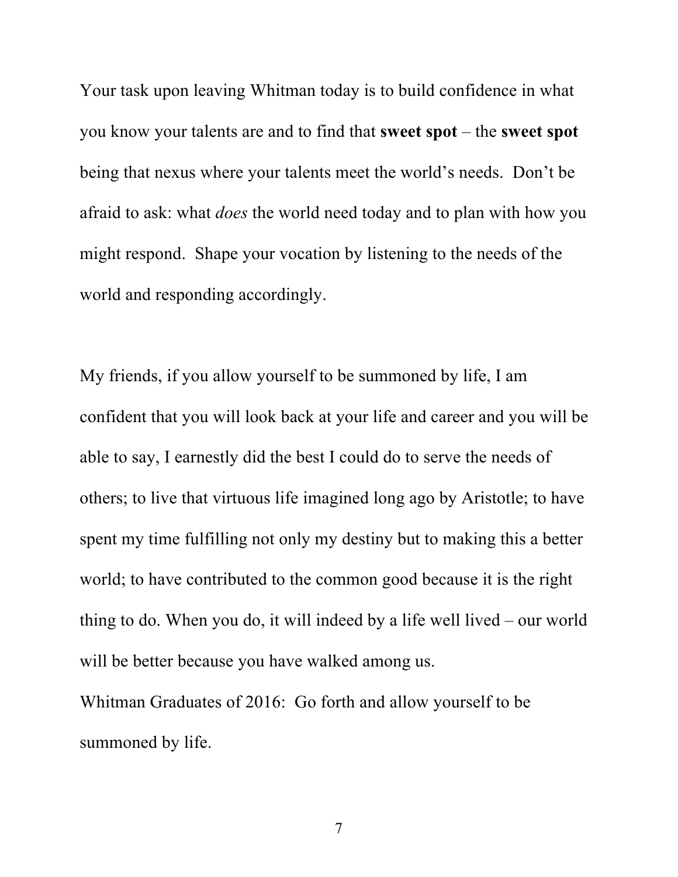Your task upon leaving Whitman today is to build confidence in what you know your talents are and to find that **sweet spot** – the **sweet spot** being that nexus where your talents meet the world's needs. Don't be afraid to ask: what *does* the world need today and to plan with how you might respond. Shape your vocation by listening to the needs of the world and responding accordingly.

My friends, if you allow yourself to be summoned by life, I am confident that you will look back at your life and career and you will be able to say, I earnestly did the best I could do to serve the needs of others; to live that virtuous life imagined long ago by Aristotle; to have spent my time fulfilling not only my destiny but to making this a better world; to have contributed to the common good because it is the right thing to do. When you do, it will indeed by a life well lived – our world will be better because you have walked among us.

Whitman Graduates of 2016: Go forth and allow yourself to be summoned by life.